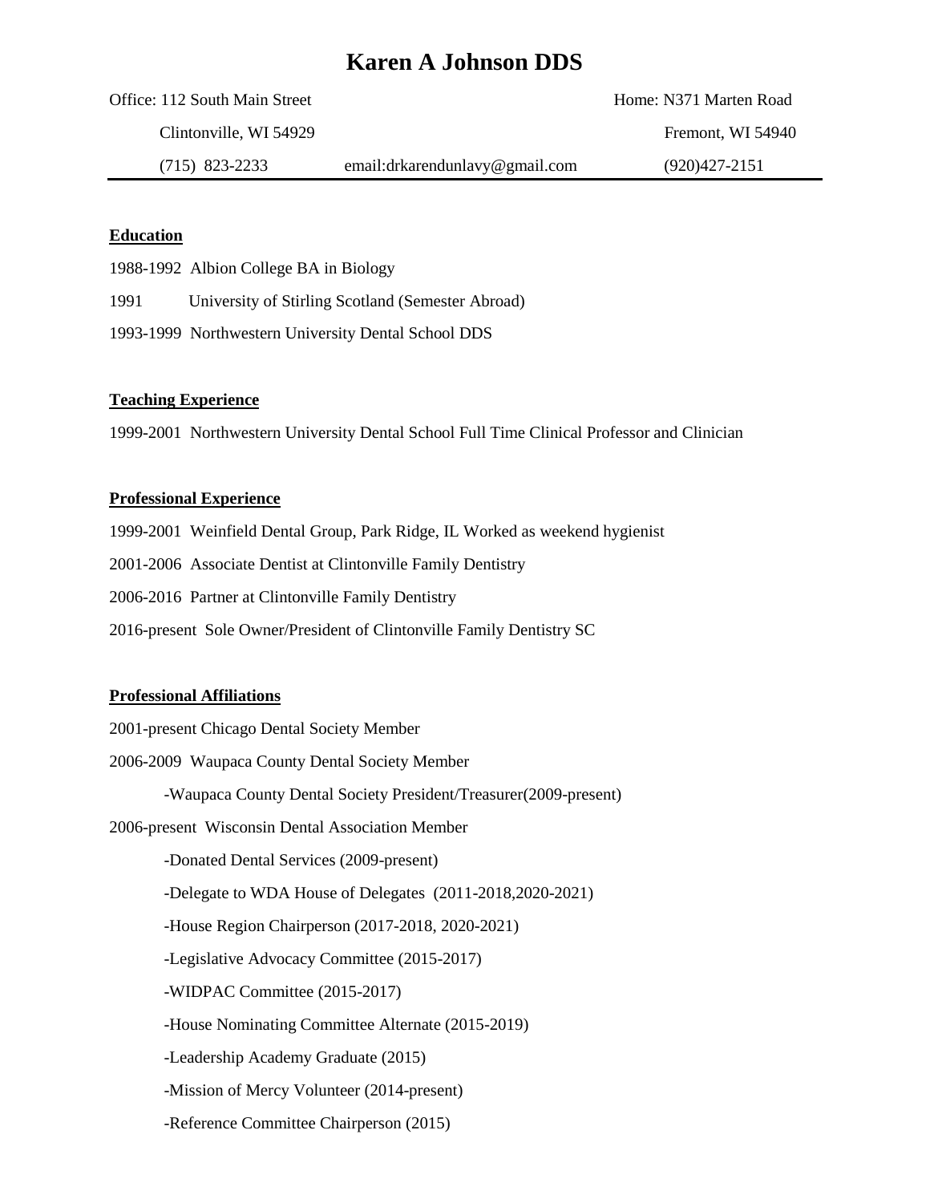# Karen A Johnson DDS

Office: 112 South Main Street
Clintonville, WI 54929
(715) 823-2233

email:drkarendunlavy@gmail.com

Home: N371 Marten Road
Fremont, WI 54940
(920)427-2151

---

## Education

1988-1992 Albion College BA in Biology

1991 University of Stirling Scotland (Semester Abroad)

1993-1999 Northwestern University Dental School DDS

## Teaching Experience

1999-2001 Northwestern University Dental School Full Time Clinical Professor and Clinician

## Professional Experience

1999-2001 Weinfield Dental Group, Park Ridge, IL Worked as weekend hygienist

2001-2006 Associate Dentist at Clintonville Family Dentistry

2006-2016 Partner at Clintonville Family Dentistry

2016-present Sole Owner/President of Clintonville Family Dentistry SC

## Professional Affiliations

2001-present Chicago Dental Society Member

2006-2009 Waupaca County Dental Society Member

- -Waupaca County Dental Society President/Treasurer(2009-present)

2006-present Wisconsin Dental Association Member

- -Donated Dental Services (2009-present)
- -Delegate to WDA House of Delegates (2011-2018,2020-2021)
- -House Region Chairperson (2017-2018, 2020-2021)
- -Legislative Advocacy Committee (2015-2017)
- -WIDPAC Committee (2015-2017)
- -House Nominating Committee Alternate (2015-2019)
- -Leadership Academy Graduate (2015)
- -Mission of Mercy Volunteer (2014-present)
- -Reference Committee Chairperson (2015)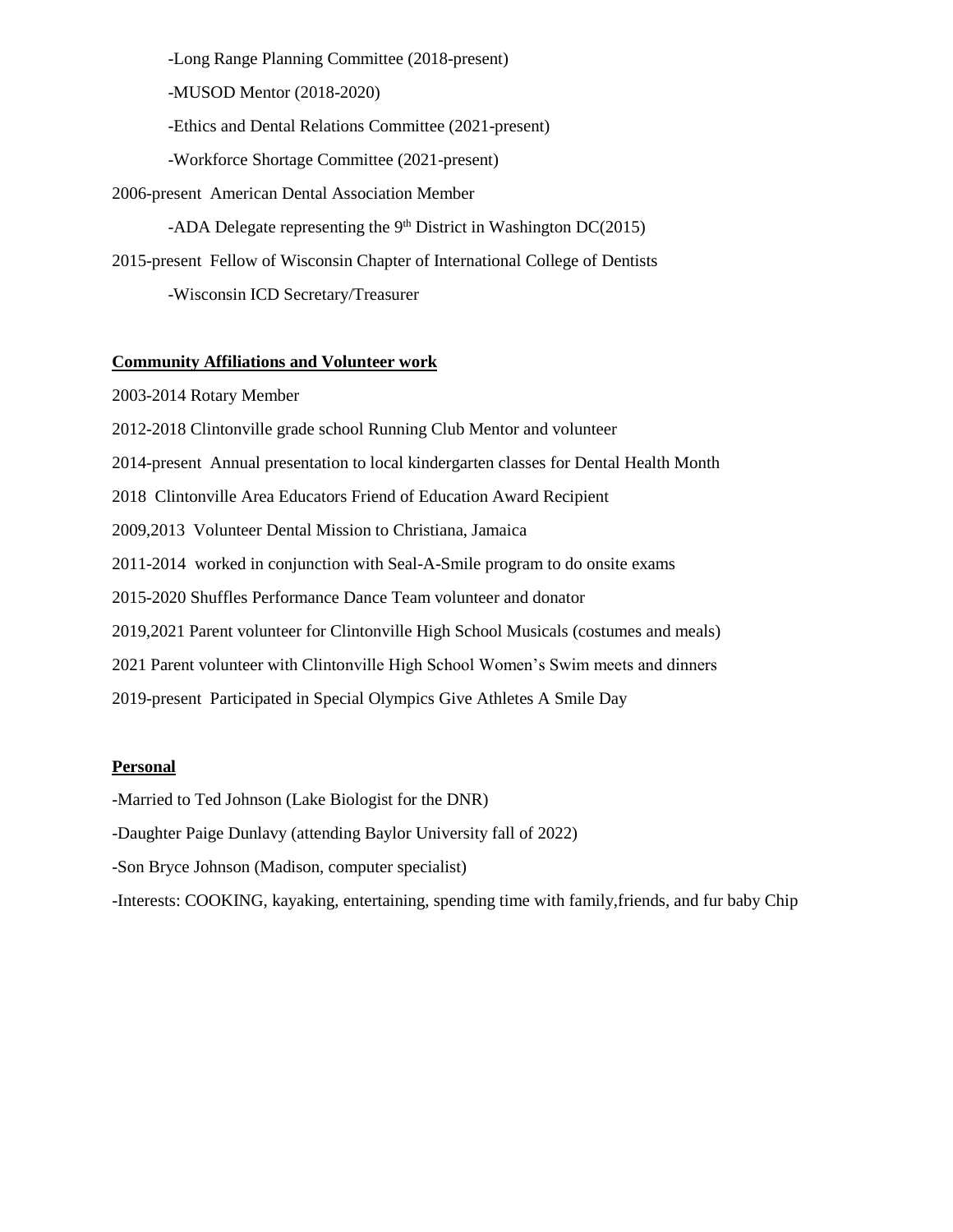-Long Range Planning Committee (2018-present)

-MUSOD Mentor (2018-2020)

-Ethics and Dental Relations Committee (2021-present)

-Workforce Shortage Committee (2021-present)

2006-present American Dental Association Member

-ADA Delegate representing the 9th District in Washington DC(2015)

2015-present Fellow of Wisconsin Chapter of International College of Dentists

-Wisconsin ICD Secretary/Treasurer

**Community Affiliations and Volunteer work**

2003-2014 Rotary Member

2012-2018 Clintonville grade school Running Club Mentor and volunteer

2014-present Annual presentation to local kindergarten classes for Dental Health Month

2018 Clintonville Area Educators Friend of Education Award Recipient

2009,2013 Volunteer Dental Mission to Christiana, Jamaica

2011-2014 worked in conjunction with Seal-A-Smile program to do onsite exams

2015-2020 Shuffles Performance Dance Team volunteer and donator

2019,2021 Parent volunteer for Clintonville High School Musicals (costumes and meals)

2021 Parent volunteer with Clintonville High School Women's Swim meets and dinners

2019-present Participated in Special Olympics Give Athletes A Smile Day

**Personal**

-Married to Ted Johnson (Lake Biologist for the DNR)

-Daughter Paige Dunlavy (attending Baylor University fall of 2022)

-Son Bryce Johnson (Madison, computer specialist)

-Interests: COOKING, kayaking, entertaining, spending time with family,friends, and fur baby Chip